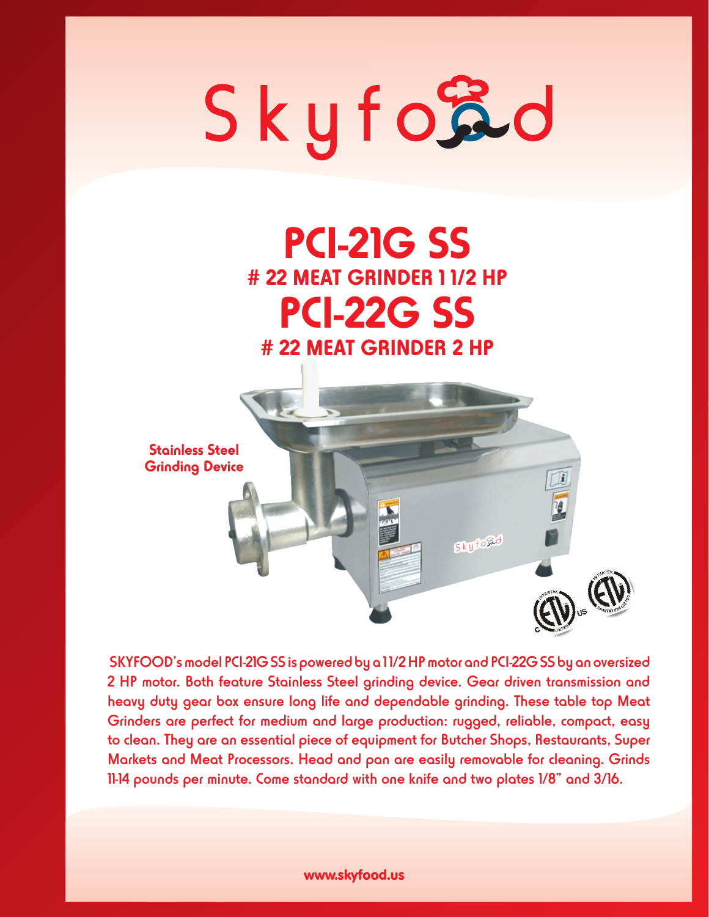# Skyfood

# PCI-21G SS

## # 22 MEAT GRINDER 1 1/2 HP

# PCI-22G SS

## # 22 MEAT GRINDER 2 HP

**Stainless Steel Grinding Device**

SKYFOOD's model PCI-21G SS is powered by a 1 1/2 HP motor and PCI-22G SS by an oversized 2 HP motor. Both feature Stainless Steel grinding device. Gear driven transmission and heavy duty gear box ensure long life and dependable grinding. These table top Meat Grinders are perfect for medium and large production: rugged, reliable, compact, easy to clean. They are an essential piece of equipment for Butcher Shops, Restaurants, Super Markets and Meat Processors. Head and pan are easily removable for cleaning. Grinds 11-14 pounds per minute. Come standard with one knife and two plates 1/8" and 3/16.

www.skyfood.us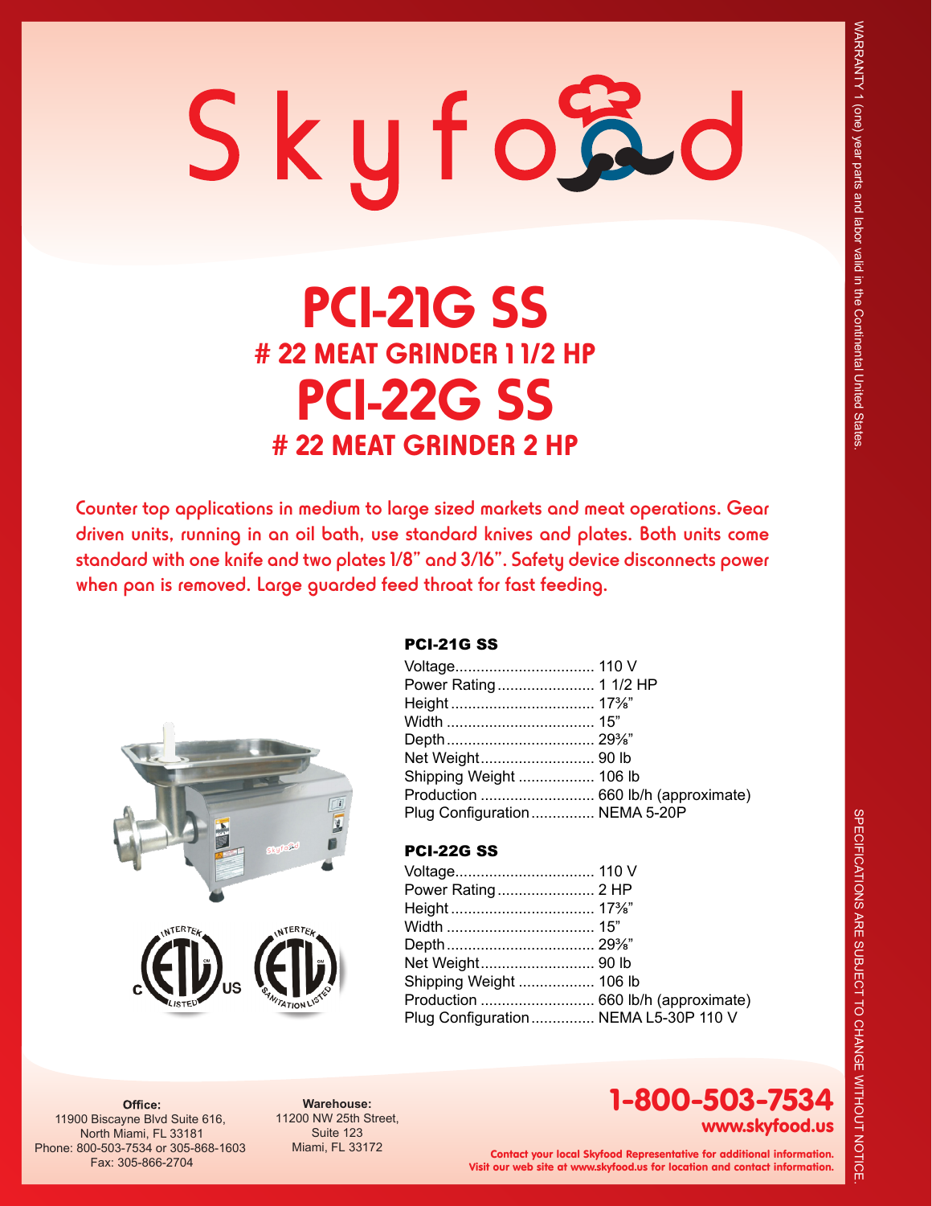# PCI-21G SS

## # 22 MEAT GRINDER 1 1/2 HP

# PCI-22G SS

## # 22 MEAT GRINDER 2 HP

**Counter top applications in medium to large sized markets and meat operations. Gear driven units, running in an oil bath, use standard knives and plates. Both units come standard with one knife and two plates 1/8" and 3/16". Safety device disconnects power when pan is removed. Large guarded feed throat for fast feeding.**

### PCI-21G SS

| | |
|---|---|
| Voltage | 110 V |
| Power Rating | 1 1/2 HP |
| Height | 17⅜" |
| Width | 15" |
| Depth | 29⅜" |
| Net Weight | 90 lb |
| Shipping Weight | 106 lb |
| Production | 660 lb/h (approximate) |
| Plug Configuration | NEMA 5-20P |

### PCI-22G SS

| | |
|---|---|
| Voltage | 110 V |
| Power Rating | 2 HP |
| Height | 17⅜" |
| Width | 15" |
| Depth | 29⅜" |
| Net Weight | 90 lb |
| Shipping Weight | 106 lb |
| Production | 660 lb/h (approximate) |
| Plug Configuration | NEMA L5-30P 110 V |

WARRANTY 1 (one) year parts and labor valid in the Continental United States.

SPECIFICATIONS ARE SUBJECT TO CHANGE WITHOUT NOTICE.

**Office:**
11900 Biscayne Blvd Suite 616,
North Miami, FL 33181
Phone: 800-503-7534 or 305-868-1603
Fax: 305-866-2704

**Warehouse:**
11200 NW 25th Street,
Suite 123
Miami, FL 33172

**1-800-503-7534**
**www.skyfood.us**

**Contact your local Skyfood Representative for additional information.**
**Visit our web site at www.skyfood.us for location and contact information.**